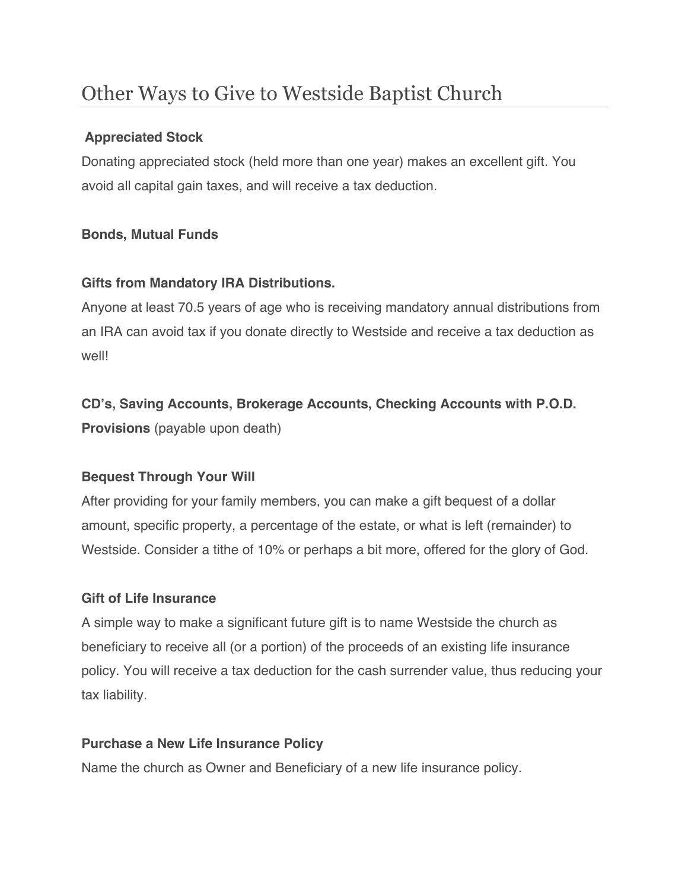# Other Ways to Give to Westside Baptist Church

**Appreciated Stock**

Donating appreciated stock (held more than one year) makes an excellent gift. You avoid all capital gain taxes, and will receive a tax deduction.

**Bonds, Mutual Funds**

**Gifts from Mandatory IRA Distributions.**

Anyone at least 70.5 years of age who is receiving mandatory annual distributions from an IRA can avoid tax if you donate directly to Westside and receive a tax deduction as well!

**CD's, Saving Accounts, Brokerage Accounts, Checking Accounts with P.O.D. Provisions** (payable upon death)

**Bequest Through Your Will**

After providing for your family members, you can make a gift bequest of a dollar amount, specific property, a percentage of the estate, or what is left (remainder) to Westside. Consider a tithe of 10% or perhaps a bit more, offered for the glory of God.

**Gift of Life Insurance**

A simple way to make a significant future gift is to name Westside the church as beneficiary to receive all (or a portion) of the proceeds of an existing life insurance policy. You will receive a tax deduction for the cash surrender value, thus reducing your tax liability.

**Purchase a New Life Insurance Policy**

Name the church as Owner and Beneficiary of a new life insurance policy.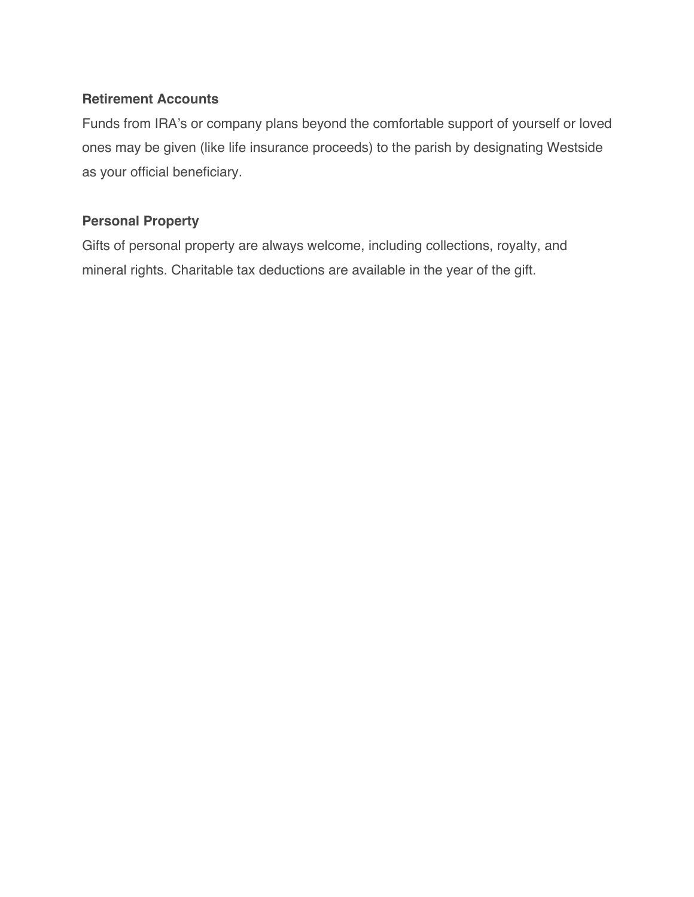**Retirement Accounts**

Funds from IRA's or company plans beyond the comfortable support of yourself or loved ones may be given (like life insurance proceeds) to the parish by designating Westside as your official beneficiary.

**Personal Property**

Gifts of personal property are always welcome, including collections, royalty, and mineral rights. Charitable tax deductions are available in the year of the gift.